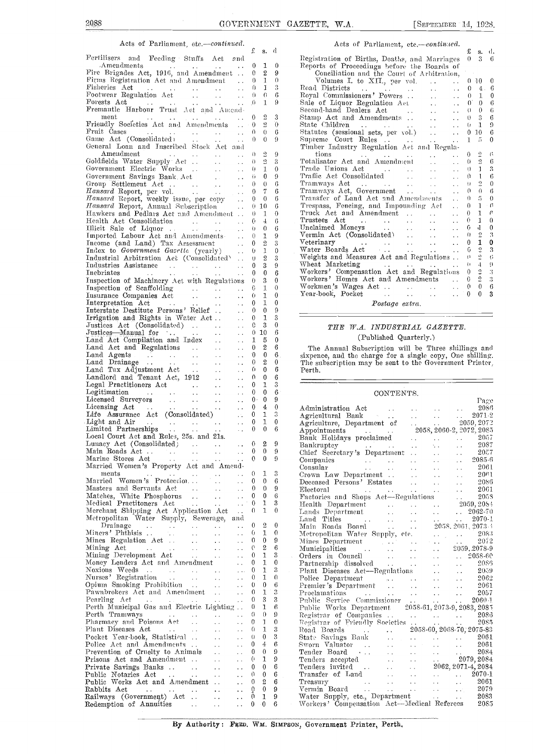## Acts of Parliament, etc.—*continued.*

| | £ | s. | d. |
|---|---|---|---|
| Fertilisers and Feeding Stuffs Act and Amendments | 0 | 1 | 0 |
| Fire Brigades Act, 1916, and Amendment | 0 | 2 | 9 |
| Firms Registration Act and Amendment | 0 | 1 | 0 |
| Fisheries Act | 0 | 1 | 3 |
| Footwear Regulation Act | 0 | 0 | 6 |
| Forests Act | 0 | 1 | 9 |
| Fremantle Harbour Trust Act and Amendment | 0 | 2 | 3 |
| Friendly Societies Act and Amendments | 0 | 2 | 0 |
| Fruit Cases | 0 | 0 | 6 |
| Game Act (Consolidated) | 0 | 0 | 9 |
| General Loan and Inscribed Stock Act and Amendment | 0 | 2 | 9 |
| Goldfields Water Supply Act | 0 | 2 | 3 |
| Government Electric Works | 0 | 1 | 0 |
| Government Savings Bank Act | 0 | 0 | 9 |
| Group Settlement Act | 0 | 0 | 6 |
| *Hansard* Report, per vol. | 0 | 7 | 6 |
| *Hansard* Report, weekly issue, per copy | 0 | 0 | 6 |
| *Hansard* Report, Annual Subscription | 0 | 10 | 6 |
| Hawkers and Pedlars Act and Amendment | 0 | 1 | 0 |
| Health Act Consolidation | 0 | 4 | 6 |
| Illicit Sale of Liquor | 0 | 0 | 6 |
| Imported Labour Act and Amendments | 0 | 1 | 9 |
| Income (and Land) Tax Assessment | 0 | 2 | 3 |
| Index to *Government Gazette* (yearly) | 0 | 1 | 0 |
| Industrial Arbitration Act (Consolidated) | 0 | 2 | 3 |
| Industries Assistance | 0 | 3 | 9 |
| Inebriates | 0 | 0 | 6 |
| Inspection of Machinery Act with Regulations | 0 | 3 | 0 |
| Inspection of Scaffolding | 0 | 1 | 0 |
| Insurance Companies Act | 0 | 1 | 0 |
| Interpretation Act | 0 | 1 | 0 |
| Interstate Destitute Persons' Relief | 0 | 0 | 9 |
| Irrigation and Rights in Water Act | 0 | 1 | 3 |
| Justices Act (Consolidated) | 0 | 3 | 0 |
| Justices—Manual for | 0 | 10 | 6 |
| Land Act Compilation and Index | 1 | 5 | 0 |
| Land Act and Regulations | 0 | 2 | 6 |
| Land Agents | 0 | 0 | 6 |
| Land Drainage | 0 | 2 | 0 |
| Land Tax Adjustment Act | 0 | 0 | 6 |
| Landlord and Tenant Act, 1912 | 0 | 0 | 6 |
| Legal Practitioners Act | 0 | 1 | 3 |
| Legitimation | 0 | 0 | 6 |
| Licensed Surveyors | 0 | 0 | 9 |
| Licensing Act | 0 | 4 | 0 |
| Life Assurance Act (Consolidated) | 0 | 1 | 3 |
| Light and Air | 0 | 1 | 0 |
| Limited Partnerships | 0 | 0 | 6 |
| Local Court Act and Rules, 25s. and 21s. | | | |
| Lunacy Act (Consolidated) | 0 | 2 | 9 |
| Main Roads Act | 0 | 0 | 9 |
| Marine Stores Act | 0 | 0 | 9 |
| Married Women's Property Act and Amendments | 0 | 1 | 3 |
| Married Women's Protection | 0 | 0 | 6 |
| Masters and Servants Act | 0 | 0 | 9 |
| Matches, White Phosphorus | 0 | 0 | 6 |
| Medical Practitioners Act | 0 | 1 | 3 |
| Merchant Shipping Act Application Act | 0 | 1 | 0 |
| Metropolitan Water Supply, Sewerage, and Drainage | 0 | 2 | 0 |
| Miners' Phthisis | 0 | 1 | 0 |
| Mines Regulation Act | 0 | 0 | 9 |
| Mining Act | 0 | 2 | 6 |
| Mining Development Act | 0 | 1 | 3 |
| Money Lenders Act and Amendment | 0 | 1 | 0 |
| Noxious Weeds | 0 | 1 | 3 |
| Nurses' Registration | 0 | 1 | 0 |
| Opium Smoking Prohibition | 0 | 0 | 6 |
| Pawnbrokers Act and Amendment | 0 | 1 | 3 |
| Pearling Act | 0 | 3 | 3 |
| Perth Municipal Gas and Electric Lighting | 0 | 1 | 6 |
| Perth Tramways | 0 | 0 | 9 |
| Pharmacy and Poisons Act | 0 | 1 | 0 |
| Plant Diseases Act | 0 | 1 | 3 |
| Pocket Year-book, Statistical | 0 | 0 | 3 |
| Police Act and Amendments | 0 | 4 | 6 |
| Prevention of Cruelty to Animals | 0 | 0 | 9 |
| Prisons Act and Amendment | 0 | 1 | 9 |
| Private Savings Banks | 0 | 0 | 6 |
| Public Notaries Act | 0 | 0 | 6 |
| Public Works Act and Amendment | 0 | 2 | 6 |
| Rabbits Act | 0 | 0 | 9 |
| Railways (Government) Act | 0 | 1 | 9 |
| Redemption of Annuities | 0 | 0 | 6 |
| Registration of Births, Deaths, and Marriages | 0 | 3 | 6 |
| Reports of Proceedings before the Boards of Conciliation and the Court of Arbitration, Volumes I. to XII., per vol. | 0 | 10 | 0 |
| Road Districts | 0 | 4 | 6 |
| Royal Commissioners' Powers | 0 | 1 | 0 |
| Sale of Liquor Regulation Act | 0 | 0 | 6 |
| Second-hand Dealers Act | 0 | 0 | 6 |
| Stamp Act and Amendments | 0 | 3 | 6 |
| State Children | 0 | 1 | 9 |
| Statutes (sessional sets, per vol.) | 0 | 10 | 6 |
| Supreme Court Rules | 1 | 5 | 0 |
| Timber Industry Regulation Act and Regulations | 0 | 2 | 6 |
| Totalisator Act and Amendment | 0 | 2 | 6 |
| Trade Unions Act | 0 | 1 | 3 |
| Traffic Act Consolidated | 0 | 1 | 6 |
| Tramways Act | 0 | 2 | 0 |
| Tramways Act, Government | 0 | 0 | 6 |
| Transfer of Land Act and Amendments | 0 | 5 | 0 |
| Trespass, Fencing, and Impounding Act | 0 | 1 | 6 |
| Truck Act and Amendment | 0 | 1 | 6 |
| Trustees Act | 0 | 1 | 0 |
| Unclaimed Moneys | 0 | 4 | 0 |
| Vermin Act (Consolidated) | 0 | 2 | 3 |
| Veterinary | 0 | 1 | 0 |
| Water Boards Act | 0 | 2 | 3 |
| Weights and Measures Act and Regulations | 0 | 2 | 6 |
| Wheat Marketing | 0 | 4 | 9 |
| Workers' Compensation Act and Regulations | 0 | 2 | 3 |
| Workers' Homes Act and Amendments | 0 | 2 | 3 |
| Workmen's Wages Act | 0 | 0 | 6 |
| Year-book, Pocket | 0 | 0 | 3 |

*Postage extra.*

---

## *THE W.A. INDUSTRIAL GAZETTE.*

(Published Quarterly.)

The Annual Subscription will be Three shillings and sixpence, and the charge for a single copy, One shilling. The subscription may be sent to the Government Printer, Perth.

---

## CONTENTS.

| | Page |
|---|---|
| Administration Act | 2086 |
| Agricultural Bank | 2071-2 |
| Agriculture, Department of | 2059, 2072 |
| Appointments | 2058, 2060-2, 2072, 2085 |
| Bank Holidays proclaimed | 2057 |
| Bankruptcy | 2087 |
| Chief Secretary's Department | 2057 |
| Companies | 2085-6 |
| Consular | 2061 |
| Crown Law Department | 2061 |
| Deceased Persons' Estates | 2086 |
| Electoral | 2061 |
| Factories and Shops Act—Regulations | 2058 |
| Health Department | 2059, 2084 |
| Lands Department | 2062-70 |
| Land Titles | 2070-1 |
| Main Roads Board | 2058, 2061, 2073-4 |
| Metropolitan Water Supply, etc. | 2083 |
| Mines Department | 2072 |
| Municipalities | 2059, 2078-9 |
| Orders in Council | 2058-60 |
| Partnership dissolved | 2086 |
| Plant Diseases Act—Regulations | 2059 |
| Police Department | 2062 |
| Premier's Department | 2061 |
| Proclamations | 2057 |
| Public Service Commissioner | 2060-1 |
| Public Works Department | 2058-61, 2073-9, 2083, 2085 |
| Registrar of Companies | 2086 |
| Registrar of Friendly Societies | 2085 |
| Road Boards | 2058-60, 2068-70, 2075-83 |
| State Savings Bank | 2061 |
| Sworn Valuator | 2061 |
| Tender Board | 2084 |
| Tenders accepted | 2079, 2084 |
| Tenders invited | 2062, 2071-4, 2084 |
| Transfer of Land | 2070-1 |
| Treasury | 2061 |
| Vermin Board | 2079 |
| Water Supply, etc., Department | 2083 |
| Workers' Compensation Act—Medical Referees | 2085 |

By Authority: FRED. WM. SIMPSON, Government Printer, Perth.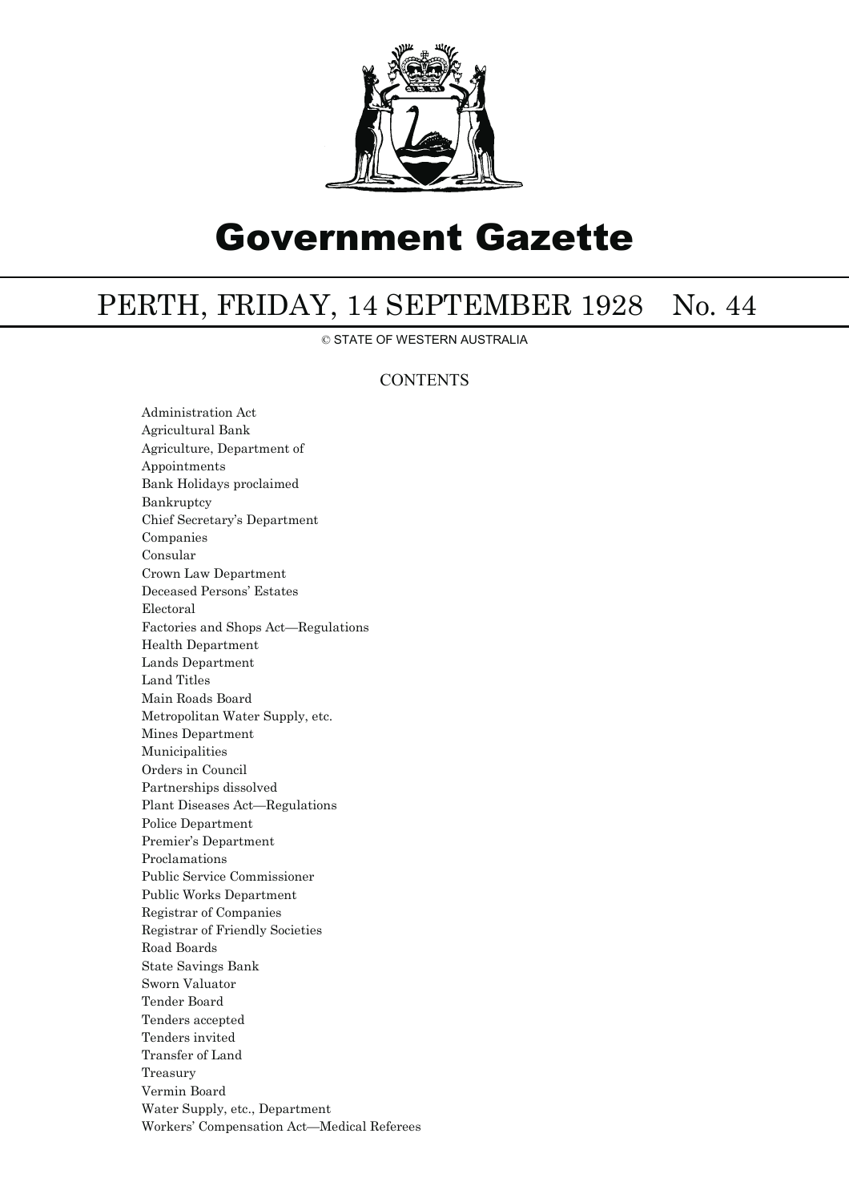# Government Gazette

## PERTH, FRIDAY, 14 SEPTEMBER 1928 No. 44

© STATE OF WESTERN AUSTRALIA

### CONTENTS

Administration Act
Agricultural Bank
Agriculture, Department of
Appointments
Bank Holidays proclaimed
Bankruptcy
Chief Secretary's Department
Companies
Consular
Crown Law Department
Deceased Persons' Estates
Electoral
Factories and Shops Act—Regulations
Health Department
Lands Department
Land Titles
Main Roads Board
Metropolitan Water Supply, etc.
Mines Department
Municipalities
Orders in Council
Partnerships dissolved
Plant Diseases Act—Regulations
Police Department
Premier's Department
Proclamations
Public Service Commissioner
Public Works Department
Registrar of Companies
Registrar of Friendly Societies
Road Boards
State Savings Bank
Sworn Valuator
Tender Board
Tenders accepted
Tenders invited
Transfer of Land
Treasury
Vermin Board
Water Supply, etc., Department
Workers' Compensation Act—Medical Referees